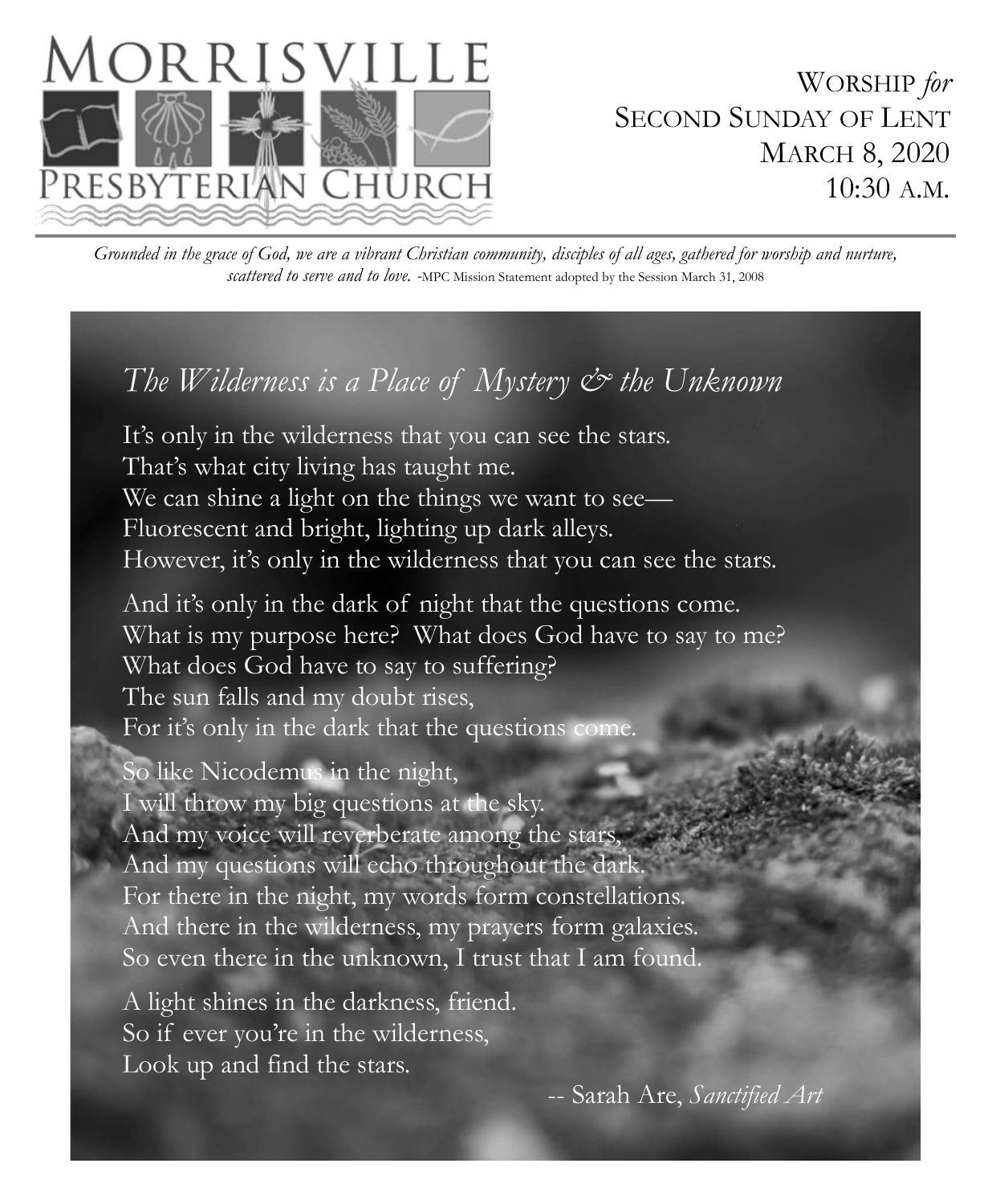# Morrisville Presbyterian Church

Worship *for*
Second Sunday of Lent
March 8, 2020
10:30 a.m.

*Grounded in the grace of God, we are a vibrant Christian community, disciples of all ages, gathered for worship and nurture, scattered to serve and to love.* -MPC Mission Statement adopted by the Session March 31, 2008

## *The Wilderness is a Place of Mystery & the Unknown*

It's only in the wilderness that you can see the stars.
That's what city living has taught me.
We can shine a light on the things we want to see—
Fluorescent and bright, lighting up dark alleys.
However, it's only in the wilderness that you can see the stars.

And it's only in the dark of night that the questions come.
What is my purpose here? What does God have to say to me?
What does God have to say to suffering?
The sun falls and my doubt rises,
For it's only in the dark that the questions come.

So like Nicodemus in the night,
I will throw my big questions at the sky.
And my voice will reverberate among the stars,
And my questions will echo throughout the dark.
For there in the night, my words form constellations.
And there in the wilderness, my prayers form galaxies.
So even there in the unknown, I trust that I am found.

A light shines in the darkness, friend.
So if ever you're in the wilderness,
Look up and find the stars.

-- Sarah Are, *Sanctified Art*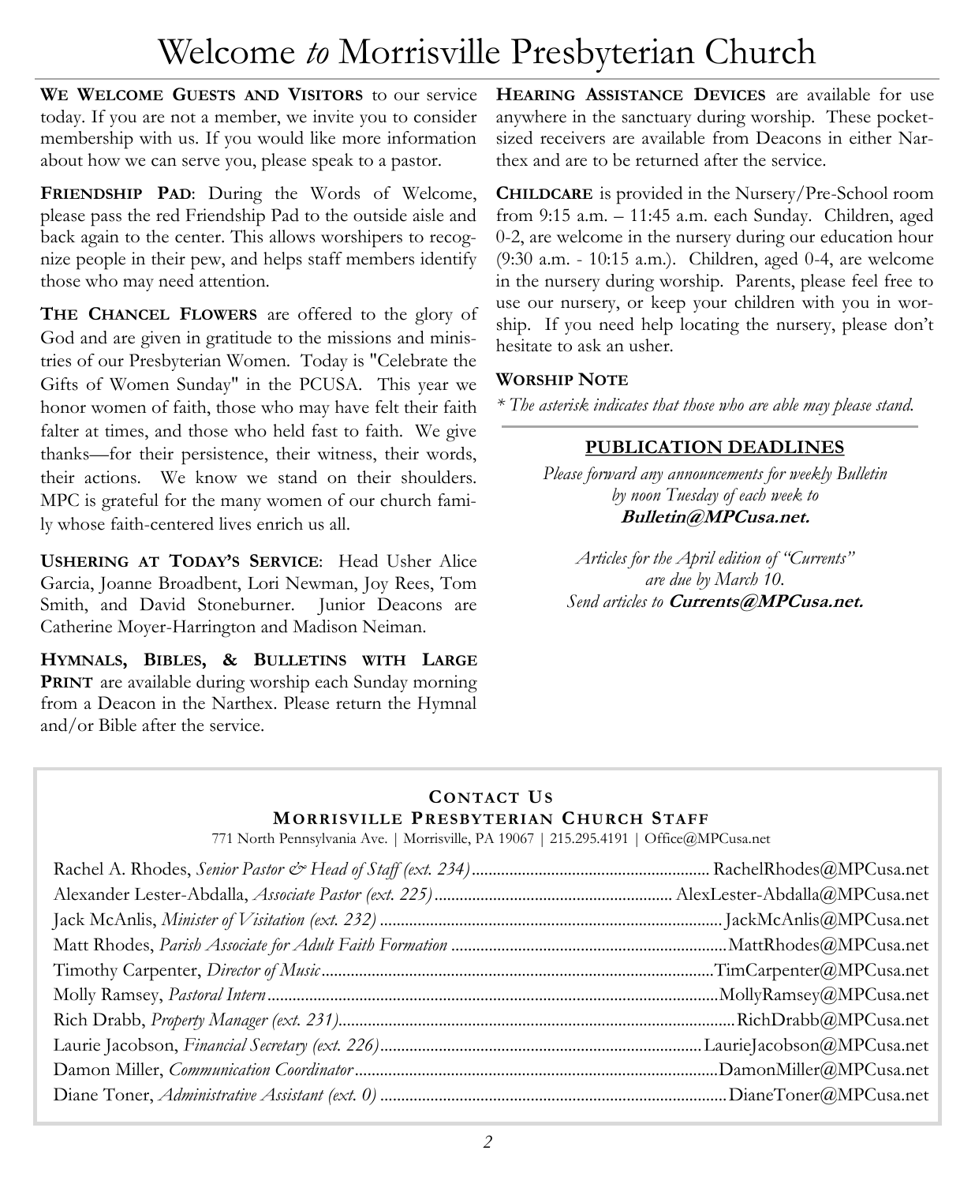# Welcome *to* Morrisville Presbyterian Church

**WE WELCOME GUESTS AND VISITORS** to our service today. If you are not a member, we invite you to consider membership with us. If you would like more information about how we can serve you, please speak to a pastor.

**FRIENDSHIP PAD**: During the Words of Welcome, please pass the red Friendship Pad to the outside aisle and back again to the center. This allows worshipers to recognize people in their pew, and helps staff members identify those who may need attention.

**THE CHANCEL FLOWERS** are offered to the glory of God and are given in gratitude to the missions and ministries of our Presbyterian Women. Today is "Celebrate the Gifts of Women Sunday" in the PCUSA. This year we honor women of faith, those who may have felt their faith falter at times, and those who held fast to faith. We give thanks—for their persistence, their witness, their words, their actions. We know we stand on their shoulders. MPC is grateful for the many women of our church family whose faith-centered lives enrich us all.

**USHERING AT TODAY'S SERVICE**: Head Usher Alice Garcia, Joanne Broadbent, Lori Newman, Joy Rees, Tom Smith, and David Stoneburner. Junior Deacons are Catherine Moyer-Harrington and Madison Neiman.

**HYMNALS, BIBLES, & BULLETINS WITH LARGE PRINT** are available during worship each Sunday morning from a Deacon in the Narthex. Please return the Hymnal and/or Bible after the service.

**HEARING ASSISTANCE DEVICES** are available for use anywhere in the sanctuary during worship. These pocket-sized receivers are available from Deacons in either Narthex and are to be returned after the service.

**CHILDCARE** is provided in the Nursery/Pre-School room from 9:15 a.m. – 11:45 a.m. each Sunday. Children, aged 0-2, are welcome in the nursery during our education hour (9:30 a.m. - 10:15 a.m.). Children, aged 0-4, are welcome in the nursery during worship. Parents, please feel free to use our nursery, or keep your children with you in worship. If you need help locating the nursery, please don't hesitate to ask an usher.

**WORSHIP NOTE**

*\* The asterisk indicates that those who are able may please stand.*

## PUBLICATION DEADLINES

*Please forward any announcements for weekly Bulletin by noon Tuesday of each week to* **Bulletin@MPCusa.net.**

*Articles for the April edition of "Currents" are due by March 10. Send articles to* **Currents@MPCusa.net.**

## CONTACT US
### MORRISVILLE PRESBYTERIAN CHURCH STAFF

771 North Pennsylvania Ave. | Morrisville, PA 19067 | 215.295.4191 | Office@MPCusa.net

Rachel A. Rhodes, *Senior Pastor & Head of Staff (ext. 234)* ........ RachelRhodes@MPCusa.net
Alexander Lester-Abdalla, *Associate Pastor (ext. 225)* ........ AlexLester-Abdalla@MPCusa.net
Jack McAnlis, *Minister of Visitation (ext. 232)* ........ JackMcAnlis@MPCusa.net
Matt Rhodes, *Parish Associate for Adult Faith Formation* ........ MattRhodes@MPCusa.net
Timothy Carpenter, *Director of Music* ........ TimCarpenter@MPCusa.net
Molly Ramsey, *Pastoral Intern* ........ MollyRamsey@MPCusa.net
Rich Drabb, *Property Manager (ext. 231)* ........ RichDrabb@MPCusa.net
Laurie Jacobson, *Financial Secretary (ext. 226)* ........ LaurieJacobson@MPCusa.net
Damon Miller, *Communication Coordinator* ........ DamonMiller@MPCusa.net
Diane Toner, *Administrative Assistant (ext. 0)* ........ DianeToner@MPCusa.net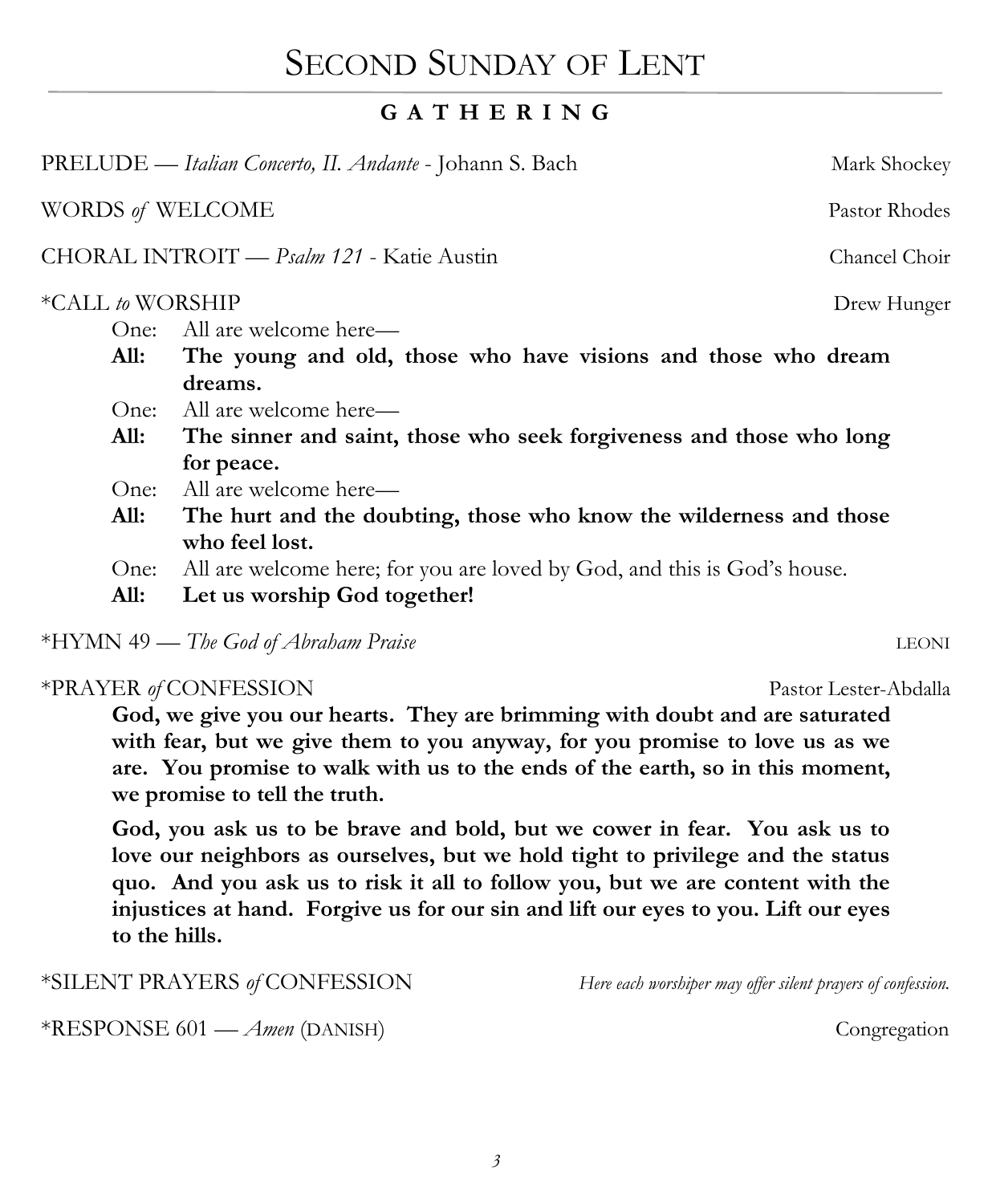# Second Sunday of Lent

## GATHERING

PRELUDE — *Italian Concerto, II. Andante* - Johann S. Bach — Mark Shockey

WORDS *of* WELCOME — Pastor Rhodes

CHORAL INTROIT — *Psalm 121* - Katie Austin — Chancel Choir

*CALL *to* WORSHIP — Drew Hunger

One: All are welcome here—
**All: The young and old, those who have visions and those who dream dreams.**
One: All are welcome here—
**All: The sinner and saint, those who seek forgiveness and those who long for peace.**
One: All are welcome here—
**All: The hurt and the doubting, those who know the wilderness and those who feel lost.**
One: All are welcome here; for you are loved by God, and this is God's house.
**All: Let us worship God together!**

*HYMN 49 — *The God of Abraham Praise* — LEONI

*PRAYER *of* CONFESSION — Pastor Lester-Abdalla

**God, we give you our hearts. They are brimming with doubt and are saturated with fear, but we give them to you anyway, for you promise to love us as we are. You promise to walk with us to the ends of the earth, so in this moment, we promise to tell the truth.**

**God, you ask us to be brave and bold, but we cower in fear. You ask us to love our neighbors as ourselves, but we hold tight to privilege and the status quo. And you ask us to risk it all to follow you, but we are content with the injustices at hand. Forgive us for our sin and lift our eyes to you. Lift our eyes to the hills.**

*SILENT PRAYERS *of* CONFESSION — *Here each worshiper may offer silent prayers of confession.*

*RESPONSE 601 — *Amen* (DANISH) — Congregation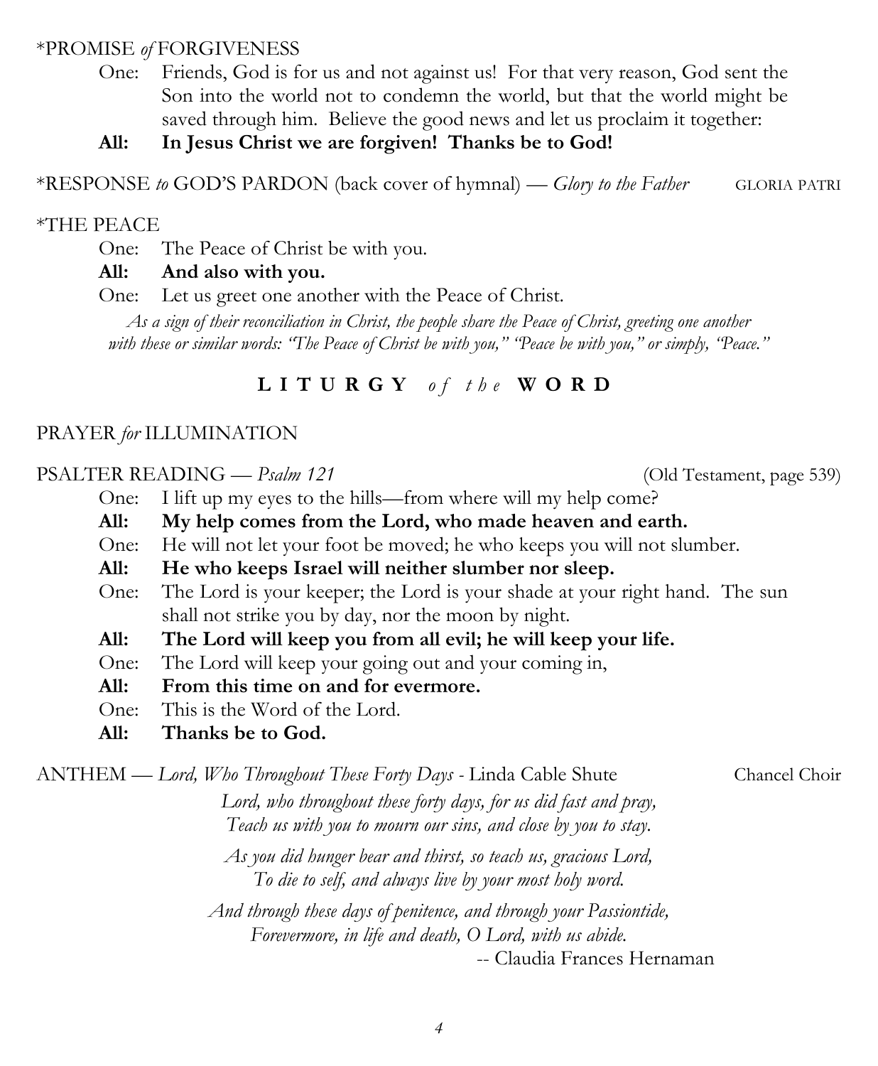*PROMISE *of* FORGIVENESS

One: Friends, God is for us and not against us! For that very reason, God sent the Son into the world not to condemn the world, but that the world might be saved through him. Believe the good news and let us proclaim it together:

**All: In Jesus Christ we are forgiven! Thanks be to God!**

*RESPONSE *to* GOD'S PARDON (back cover of hymnal) — *Glory to the Father* GLORIA PATRI

*THE PEACE

One: The Peace of Christ be with you.

**All: And also with you.**

One: Let us greet one another with the Peace of Christ.

*As a sign of their reconciliation in Christ, the people share the Peace of Christ, greeting one another with these or similar words: "The Peace of Christ be with you," "Peace be with you," or simply, "Peace."*

## **LITURGY** *of the* **WORD**

PRAYER *for* ILLUMINATION

PSALTER READING — *Psalm 121* (Old Testament, page 539)

One: I lift up my eyes to the hills—from where will my help come?

**All: My help comes from the Lord, who made heaven and earth.**

One: He will not let your foot be moved; he who keeps you will not slumber.

**All: He who keeps Israel will neither slumber nor sleep.**

One: The Lord is your keeper; the Lord is your shade at your right hand. The sun shall not strike you by day, nor the moon by night.

**All: The Lord will keep you from all evil; he will keep your life.**

One: The Lord will keep your going out and your coming in,

**All: From this time on and for evermore.**

One: This is the Word of the Lord.

**All: Thanks be to God.**

ANTHEM — *Lord, Who Throughout These Forty Days* - Linda Cable Shute Chancel Choir

*Lord, who throughout these forty days, for us did fast and pray,*
*Teach us with you to mourn our sins, and close by you to stay.*

*As you did hunger bear and thirst, so teach us, gracious Lord,*
*To die to self, and always live by your most holy word.*

*And through these days of penitence, and through your Passiontide,*
*Forevermore, in life and death, O Lord, with us abide.*

-- Claudia Frances Hernaman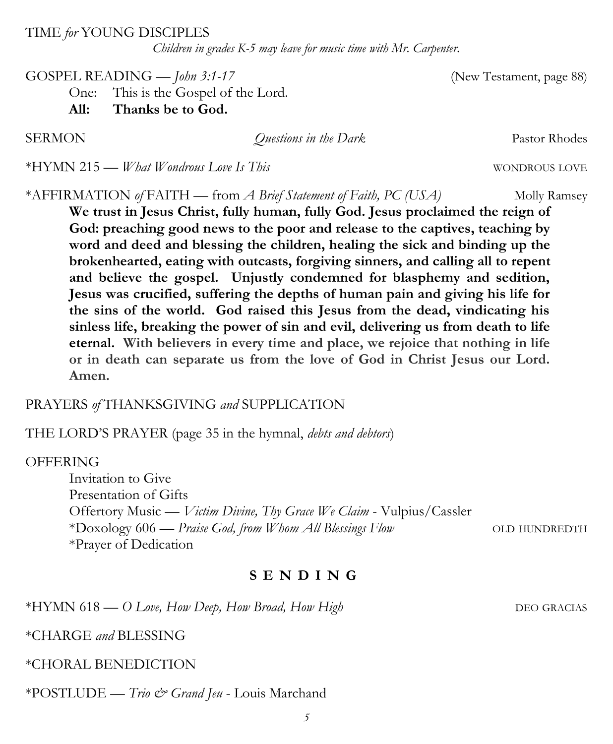TIME *for* YOUNG DISCIPLES

*Children in grades K-5 may leave for music time with Mr. Carpenter.*

GOSPEL READING — *John 3:1-17* (New Testament, page 88)

One: This is the Gospel of the Lord.

**All: Thanks be to God.**

SERMON *Questions in the Dark* Pastor Rhodes

*HYMN 215 — *What Wondrous Love Is This* WONDROUS LOVE

*AFFIRMATION *of* FAITH — from *A Brief Statement of Faith, PC (USA)* Molly Ramsey

**We trust in Jesus Christ, fully human, fully God. Jesus proclaimed the reign of God: preaching good news to the poor and release to the captives, teaching by word and deed and blessing the children, healing the sick and binding up the brokenhearted, eating with outcasts, forgiving sinners, and calling all to repent and believe the gospel. Unjustly condemned for blasphemy and sedition, Jesus was crucified, suffering the depths of human pain and giving his life for the sins of the world. God raised this Jesus from the dead, vindicating his sinless life, breaking the power of sin and evil, delivering us from death to life eternal. With believers in every time and place, we rejoice that nothing in life or in death can separate us from the love of God in Christ Jesus our Lord. Amen.**

PRAYERS *of* THANKSGIVING *and* SUPPLICATION

THE LORD'S PRAYER (page 35 in the hymnal, *debts and debtors*)

OFFERING

Invitation to Give

Presentation of Gifts

Offertory Music — *Victim Divine, Thy Grace We Claim* - Vulpius/Cassler

*Doxology 606 — *Praise God, from Whom All Blessings Flow* OLD HUNDREDTH

*Prayer of Dedication

## S E N D I N G

*HYMN 618 — *O Love, How Deep, How Broad, How High* DEO GRACIAS

*CHARGE *and* BLESSING

*CHORAL BENEDICTION

*POSTLUDE — *Trio & Grand Jeu* - Louis Marchand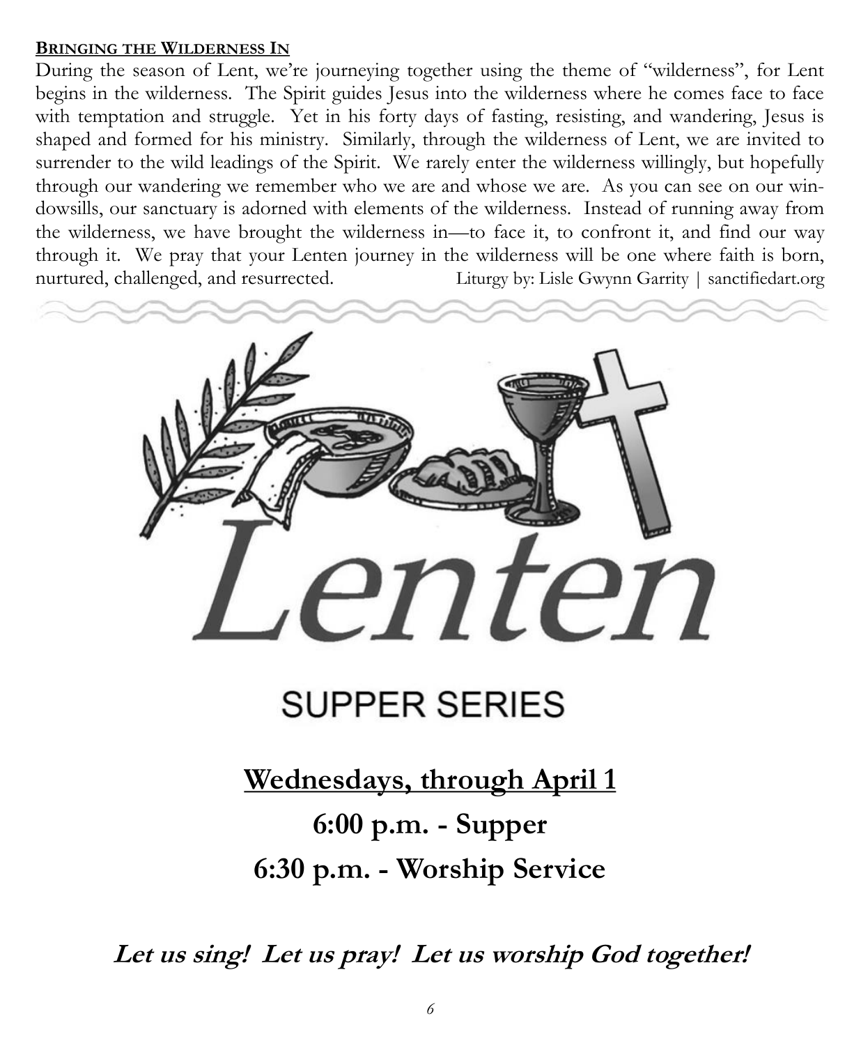**BRINGING THE WILDERNESS IN**

During the season of Lent, we're journeying together using the theme of "wilderness", for Lent begins in the wilderness. The Spirit guides Jesus into the wilderness where he comes face to face with temptation and struggle. Yet in his forty days of fasting, resisting, and wandering, Jesus is shaped and formed for his ministry. Similarly, through the wilderness of Lent, we are invited to surrender to the wild leadings of the Spirit. We rarely enter the wilderness willingly, but hopefully through our wandering we remember who we are and whose we are. As you can see on our windowsills, our sanctuary is adorned with elements of the wilderness. Instead of running away from the wilderness, we have brought the wilderness in—to face it, to confront it, and find our way through it. We pray that your Lenten journey in the wilderness will be one where faith is born, nurtured, challenged, and resurrected. Liturgy by: Lisle Gwynn Garrity | sanctifiedart.org

# Lenten

## SUPPER SERIES

**Wednesdays, through April 1**

**6:00 p.m. - Supper**

**6:30 p.m. - Worship Service**

***Let us sing! Let us pray! Let us worship God together!***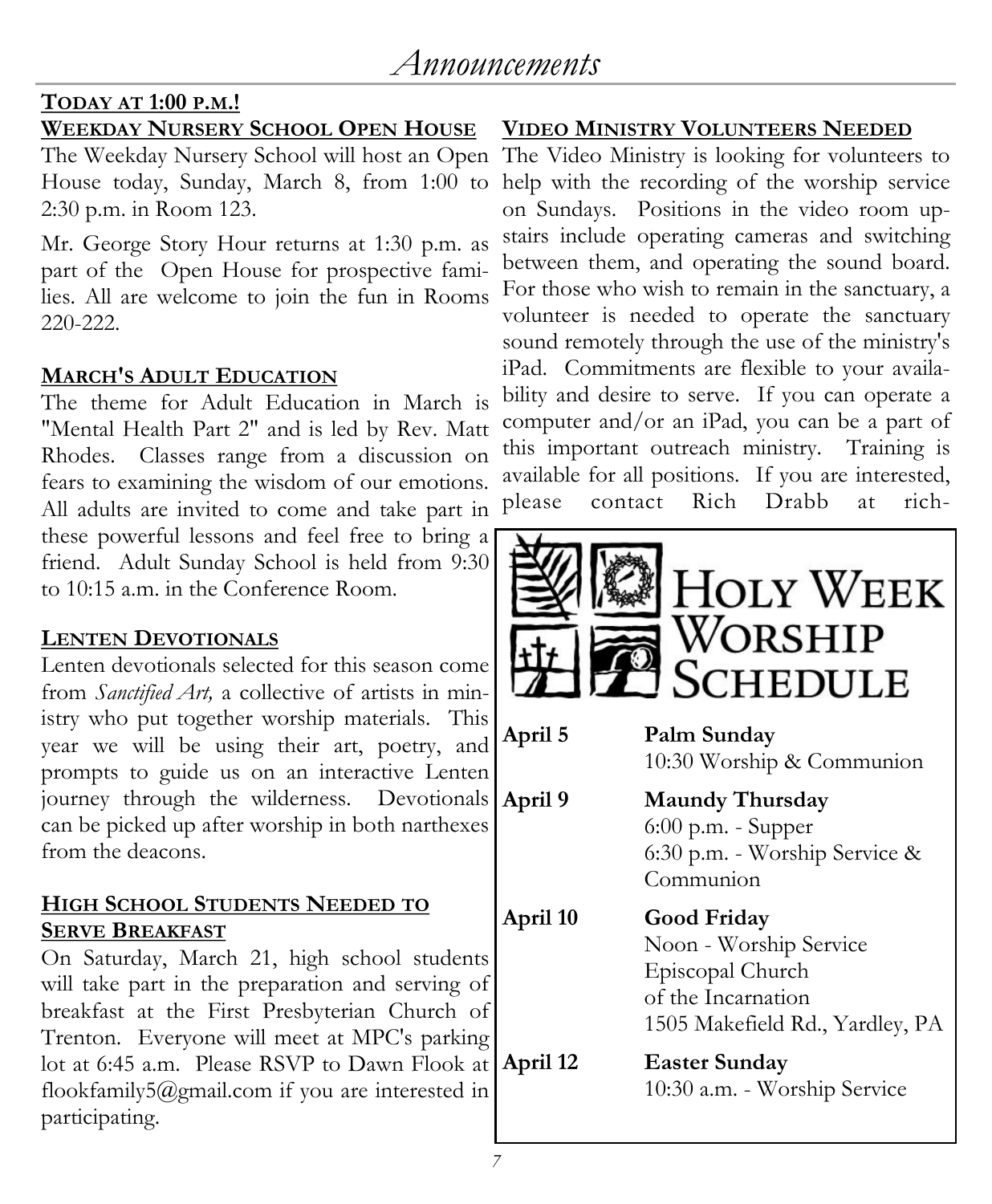# Announcements

**TODAY AT 1:00 P.M.!**

## WEEKDAY NURSERY SCHOOL OPEN HOUSE

The Weekday Nursery School will host an Open House today, Sunday, March 8, from 1:00 to 2:30 p.m. in Room 123.

Mr. George Story Hour returns at 1:30 p.m. as part of the Open House for prospective families. All are welcome to join the fun in Rooms 220-222.

## MARCH'S ADULT EDUCATION

The theme for Adult Education in March is "Mental Health Part 2" and is led by Rev. Matt Rhodes. Classes range from a discussion on fears to examining the wisdom of our emotions. All adults are invited to come and take part in these powerful lessons and feel free to bring a friend. Adult Sunday School is held from 9:30 to 10:15 a.m. in the Conference Room.

## LENTEN DEVOTIONALS

Lenten devotionals selected for this season come from *Sanctified Art,* a collective of artists in ministry who put together worship materials. This year we will be using their art, poetry, and prompts to guide us on an interactive Lenten journey through the wilderness. Devotionals can be picked up after worship in both narthexes from the deacons.

## HIGH SCHOOL STUDENTS NEEDED TO SERVE BREAKFAST

On Saturday, March 21, high school students will take part in the preparation and serving of breakfast at the First Presbyterian Church of Trenton. Everyone will meet at MPC's parking lot at 6:45 a.m. Please RSVP to Dawn Flook at flookfamily5@gmail.com if you are interested in participating.

## VIDEO MINISTRY VOLUNTEERS NEEDED

The Video Ministry is looking for volunteers to help with the recording of the worship service on Sundays. Positions in the video room upstairs include operating cameras and switching between them, and operating the sound board. For those who wish to remain in the sanctuary, a volunteer is needed to operate the sanctuary sound remotely through the use of the ministry's iPad. Commitments are flexible to your availability and desire to serve. If you can operate a computer and/or an iPad, you can be a part of this important outreach ministry. Training is available for all positions. If you are interested, please contact Rich Drabb at rich-

## HOLY WEEK WORSHIP SCHEDULE

**April 5** — **Palm Sunday**
10:30 Worship & Communion

**April 9** — **Maundy Thursday**
6:00 p.m. - Supper
6:30 p.m. - Worship Service & Communion

**April 10** — **Good Friday**
Noon - Worship Service
Episcopal Church of the Incarnation
1505 Makefield Rd., Yardley, PA

**April 12** — **Easter Sunday**
10:30 a.m. - Worship Service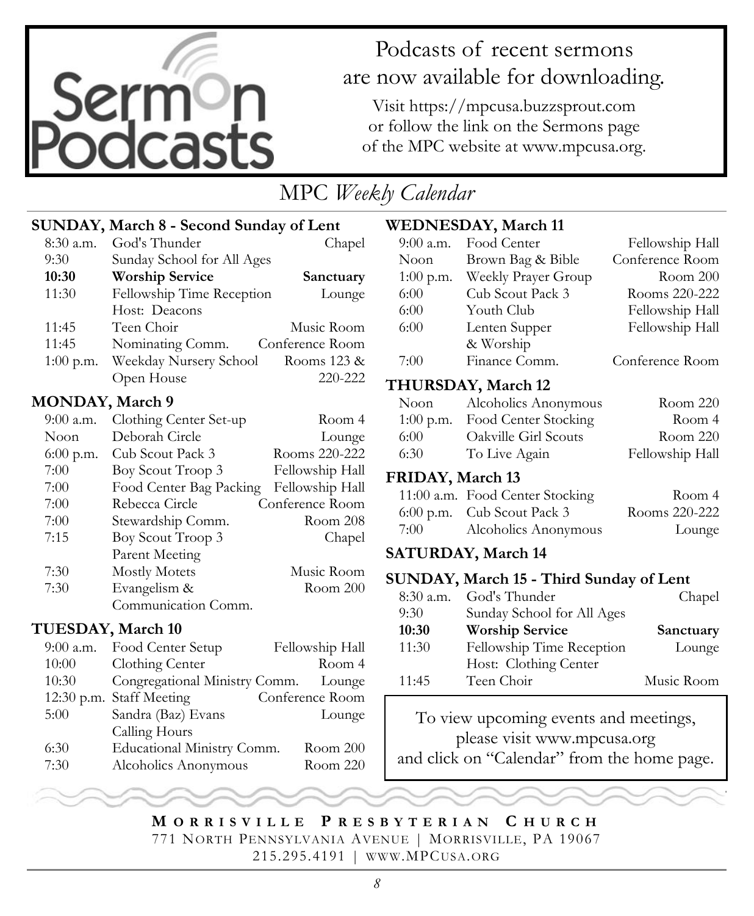# Sermon Podcasts

Podcasts of recent sermons are now available for downloading.

Visit https://mpcusa.buzzsprout.com or follow the link on the Sermons page of the MPC website at www.mpcusa.org.

## MPC *Weekly Calendar*

### SUNDAY, March 8 - Second Sunday of Lent

| Time | Event | Location |
|---|---|---|
| 8:30 a.m. | God's Thunder | Chapel |
| 9:30 | Sunday School for All Ages | |
| **10:30** | **Worship Service** | **Sanctuary** |
| 11:30 | Fellowship Time Reception<br>Host: Deacons | Lounge |
| 11:45 | Teen Choir | Music Room |
| 11:45 | Nominating Comm. | Conference Room |
| 1:00 p.m. | Weekday Nursery School Open House | Rooms 123 & 220-222 |

### MONDAY, March 9

| Time | Event | Location |
|---|---|---|
| 9:00 a.m. | Clothing Center Set-up | Room 4 |
| Noon | Deborah Circle | Lounge |
| 6:00 p.m. | Cub Scout Pack 3 | Rooms 220-222 |
| 7:00 | Boy Scout Troop 3 | Fellowship Hall |
| 7:00 | Food Center Bag Packing | Fellowship Hall |
| 7:00 | Rebecca Circle | Conference Room |
| 7:00 | Stewardship Comm. | Room 208 |
| 7:15 | Boy Scout Troop 3 Parent Meeting | Chapel |
| 7:30 | Mostly Motets | Music Room |
| 7:30 | Evangelism & Communication Comm. | Room 200 |

### TUESDAY, March 10

| Time | Event | Location |
|---|---|---|
| 9:00 a.m. | Food Center Setup | Fellowship Hall |
| 10:00 | Clothing Center | Room 4 |
| 10:30 | Congregational Ministry Comm. | Lounge |
| 12:30 p.m. | Staff Meeting | Conference Room |
| 5:00 | Sandra (Baz) Evans Calling Hours | Lounge |
| 6:30 | Educational Ministry Comm. | Room 200 |
| 7:30 | Alcoholics Anonymous | Room 220 |

### WEDNESDAY, March 11

| Time | Event | Location |
|---|---|---|
| 9:00 a.m. | Food Center | Fellowship Hall |
| Noon | Brown Bag & Bible | Conference Room |
| 1:00 p.m. | Weekly Prayer Group | Room 200 |
| 6:00 | Cub Scout Pack 3 | Rooms 220-222 |
| 6:00 | Youth Club | Fellowship Hall |
| 6:00 | Lenten Supper & Worship | Fellowship Hall |
| 7:00 | Finance Comm. | Conference Room |

### THURSDAY, March 12

| Time | Event | Location |
|---|---|---|
| Noon | Alcoholics Anonymous | Room 220 |
| 1:00 p.m. | Food Center Stocking | Room 4 |
| 6:00 | Oakville Girl Scouts | Room 220 |
| 6:30 | To Live Again | Fellowship Hall |

### FRIDAY, March 13

| Time | Event | Location |
|---|---|---|
| 11:00 a.m. | Food Center Stocking | Room 4 |
| 6:00 p.m. | Cub Scout Pack 3 | Rooms 220-222 |
| 7:00 | Alcoholics Anonymous | Lounge |

### SATURDAY, March 14

### SUNDAY, March 15 - Third Sunday of Lent

| Time | Event | Location |
|---|---|---|
| 8:30 a.m. | God's Thunder | Chapel |
| 9:30 | Sunday School for All Ages | |
| **10:30** | **Worship Service** | **Sanctuary** |
| 11:30 | Fellowship Time Reception<br>Host: Clothing Center | Lounge |
| 11:45 | Teen Choir | Music Room |

To view upcoming events and meetings, please visit www.mpcusa.org and click on "Calendar" from the home page.

**MORRISVILLE PRESBYTERIAN CHURCH**
771 NORTH PENNSYLVANIA AVENUE | MORRISVILLE, PA 19067
215.295.4191 | WWW.MPCUSA.ORG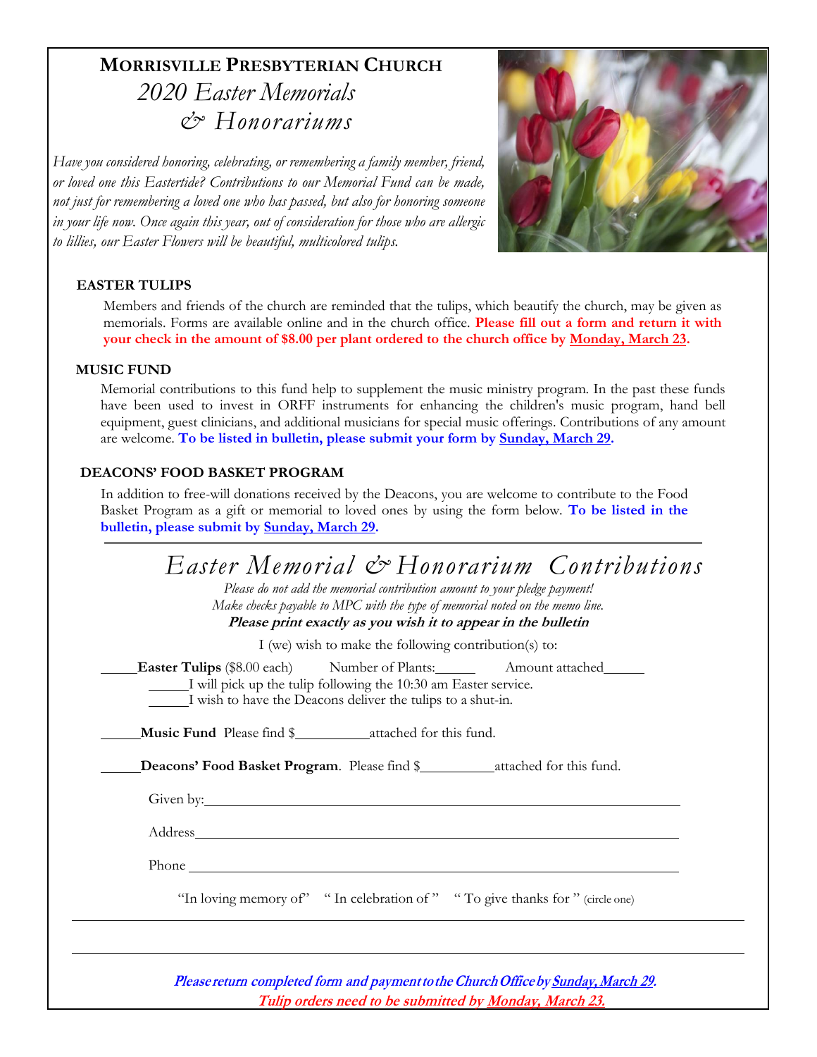# Morrisville Presbyterian Church

*2020 Easter Memorials & Honorariums*

*Have you considered honoring, celebrating, or remembering a family member, friend, or loved one this Eastertide? Contributions to our Memorial Fund can be made, not just for remembering a loved one who has passed, but also for honoring someone in your life now. Once again this year, out of consideration for those who are allergic to lillies, our Easter Flowers will be beautiful, multicolored tulips.*

## EASTER TULIPS

Members and friends of the church are reminded that the tulips, which beautify the church, may be given as memorials. Forms are available online and in the church office. **Please fill out a form and return it with your check in the amount of $8.00 per plant ordered to the church office by Monday, March 23.**

## MUSIC FUND

Memorial contributions to this fund help to supplement the music ministry program. In the past these funds have been used to invest in ORFF instruments for enhancing the children's music program, hand bell equipment, guest clinicians, and additional musicians for special music offerings. Contributions of any amount are welcome. **To be listed in bulletin, please submit your form by Sunday, March 29.**

## DEACONS' FOOD BASKET PROGRAM

In addition to free-will donations received by the Deacons, you are welcome to contribute to the Food Basket Program as a gift or memorial to loved ones by using the form below. **To be listed in the bulletin, please submit by Sunday, March 29.**

---

# *Easter Memorial & Honorarium Contributions*

*Please do not add the memorial contribution amount to your pledge payment!*
*Make checks payable to MPC with the type of memorial noted on the memo line.*
***Please print exactly as you wish it to appear in the bulletin***

I (we) wish to make the following contribution(s) to:

_____ **Easter Tulips** ($8.00 each) Number of Plants:_____ Amount attached_____
_____ I will pick up the tulip following the 10:30 am Easter service.
_____ I wish to have the Deacons deliver the tulips to a shut-in.

_____ **Music Fund** Please find $__________ attached for this fund.

_____ **Deacons' Food Basket Program**. Please find $__________ attached for this fund.

Given by:______________________________________________

Address______________________________________________

Phone______________________________________________

"In loving memory of" " In celebration of " " To give thanks for " (circle one)

______________________________________________

______________________________________________

***Please return completed form and payment to the Church Office by Sunday, March 29.***
***Tulip orders need to be submitted by Monday, March 23.***